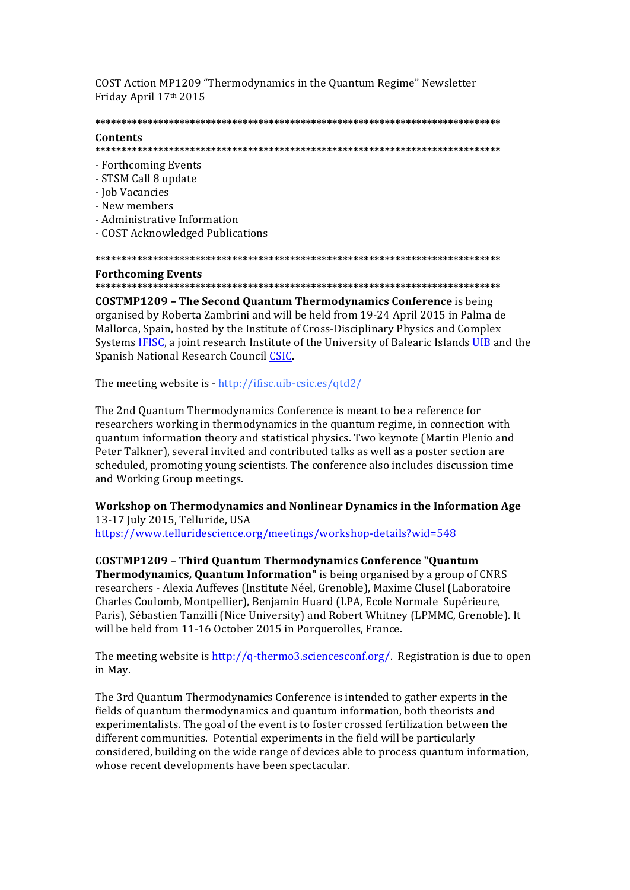COST Action MP1209 "Thermodynamics in the Quantum Regime" Newsletter
Friday April 17th 2015

*******************************************************************************

## Contents

*******************************************************************************

- Forthcoming Events
- STSM Call 8 update
- Job Vacancies
- New members
- Administrative Information
- COST Acknowledged Publications

*******************************************************************************

## Forthcoming Events

*******************************************************************************

**COSTMP1209 – The Second Quantum Thermodynamics Conference** is being organised by Roberta Zambrini and will be held from 19-24 April 2015 in Palma de Mallorca, Spain, hosted by the Institute of Cross-Disciplinary Physics and Complex Systems IFISC, a joint research Institute of the University of Balearic Islands UIB and the Spanish National Research Council CSIC.

The meeting website is - http://ifisc.uib-csic.es/qtd2/

The 2nd Quantum Thermodynamics Conference is meant to be a reference for researchers working in thermodynamics in the quantum regime, in connection with quantum information theory and statistical physics. Two keynote (Martin Plenio and Peter Talkner), several invited and contributed talks as well as a poster section are scheduled, promoting young scientists. The conference also includes discussion time and Working Group meetings.

**Workshop on Thermodynamics and Nonlinear Dynamics in the Information Age**
13-17 July 2015, Telluride, USA
https://www.telluridescience.org/meetings/workshop-details?wid=548

**COSTMP1209 – Third Quantum Thermodynamics Conference "Quantum Thermodynamics, Quantum Information"** is being organised by a group of CNRS researchers - Alexia Auffeves (Institute Néel, Grenoble), Maxime Clusel (Laboratoire Charles Coulomb, Montpellier), Benjamin Huard (LPA, Ecole Normale Supérieure, Paris), Sébastien Tanzilli (Nice University) and Robert Whitney (LPMMC, Grenoble). It will be held from 11-16 October 2015 in Porquerolles, France.

The meeting website is http://q-thermo3.sciencesconf.org/. Registration is due to open in May.

The 3rd Quantum Thermodynamics Conference is intended to gather experts in the fields of quantum thermodynamics and quantum information, both theorists and experimentalists. The goal of the event is to foster crossed fertilization between the different communities. Potential experiments in the field will be particularly considered, building on the wide range of devices able to process quantum information, whose recent developments have been spectacular.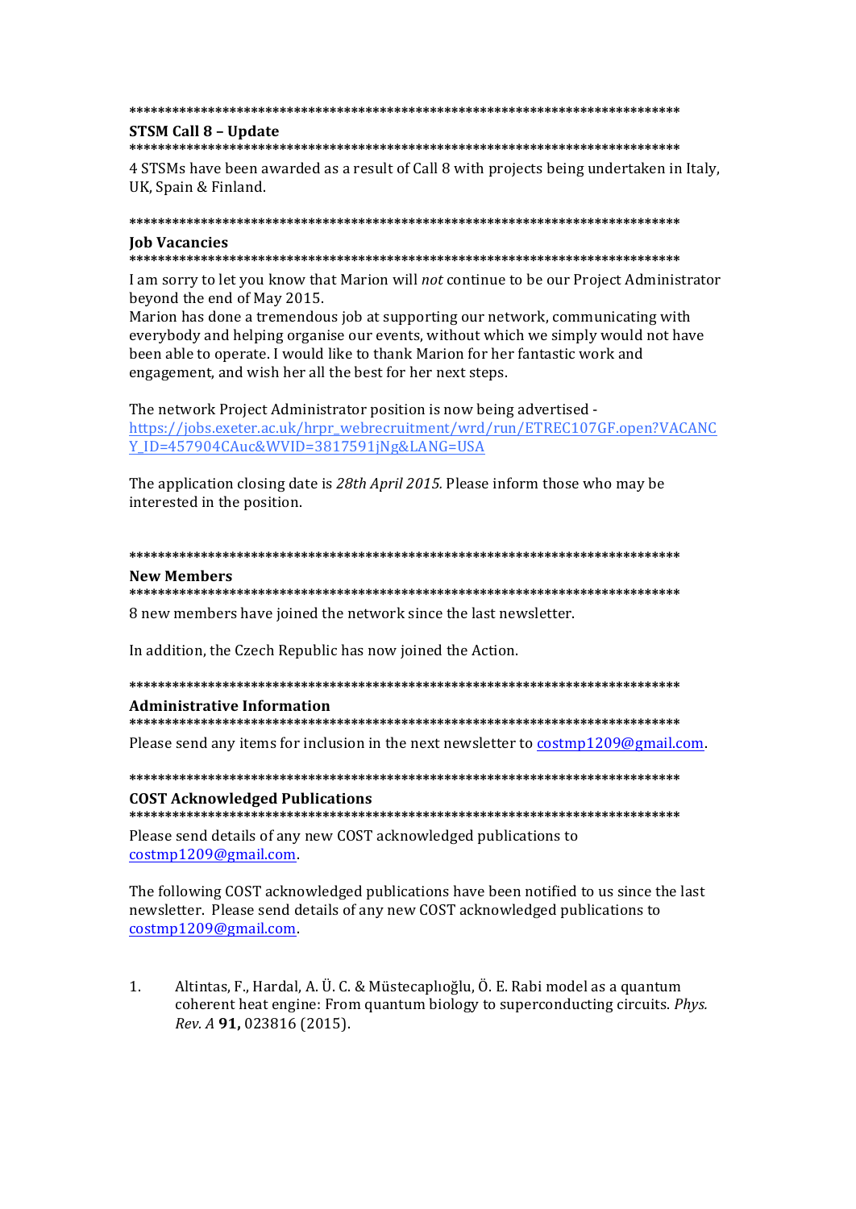********************************************************************************

## STSM Call 8 – Update

********************************************************************************

4 STSMs have been awarded as a result of Call 8 with projects being undertaken in Italy, UK, Spain & Finland.

********************************************************************************

## Job Vacancies

********************************************************************************

I am sorry to let you know that Marion will *not* continue to be our Project Administrator beyond the end of May 2015.
Marion has done a tremendous job at supporting our network, communicating with everybody and helping organise our events, without which we simply would not have been able to operate. I would like to thank Marion for her fantastic work and engagement, and wish her all the best for her next steps.

The network Project Administrator position is now being advertised - [https://jobs.exeter.ac.uk/hrpr_webrecruitment/wrd/run/ETREC107GF.open?VACANCY_ID=457904CAuc&WVID=3817591jNg&LANG=USA](https://jobs.exeter.ac.uk/hrpr_webrecruitment/wrd/run/ETREC107GF.open?VACANCY_ID=457904CAuc&WVID=3817591jNg&LANG=USA)

The application closing date is *28th April 2015.* Please inform those who may be interested in the position.

********************************************************************************

## New Members

********************************************************************************

8 new members have joined the network since the last newsletter.

In addition, the Czech Republic has now joined the Action.

********************************************************************************

## Administrative Information

********************************************************************************

Please send any items for inclusion in the next newsletter to [costmp1209@gmail.com](mailto:costmp1209@gmail.com).

********************************************************************************

## COST Acknowledged Publications

********************************************************************************

Please send details of any new COST acknowledged publications to [costmp1209@gmail.com](mailto:costmp1209@gmail.com).

The following COST acknowledged publications have been notified to us since the last newsletter. Please send details of any new COST acknowledged publications to [costmp1209@gmail.com](mailto:costmp1209@gmail.com).

1. Altintas, F., Hardal, A. Ü. C. & Müstecaplıoğlu, Ö. E. Rabi model as a quantum coherent heat engine: From quantum biology to superconducting circuits. *Phys. Rev. A* **91,** 023816 (2015).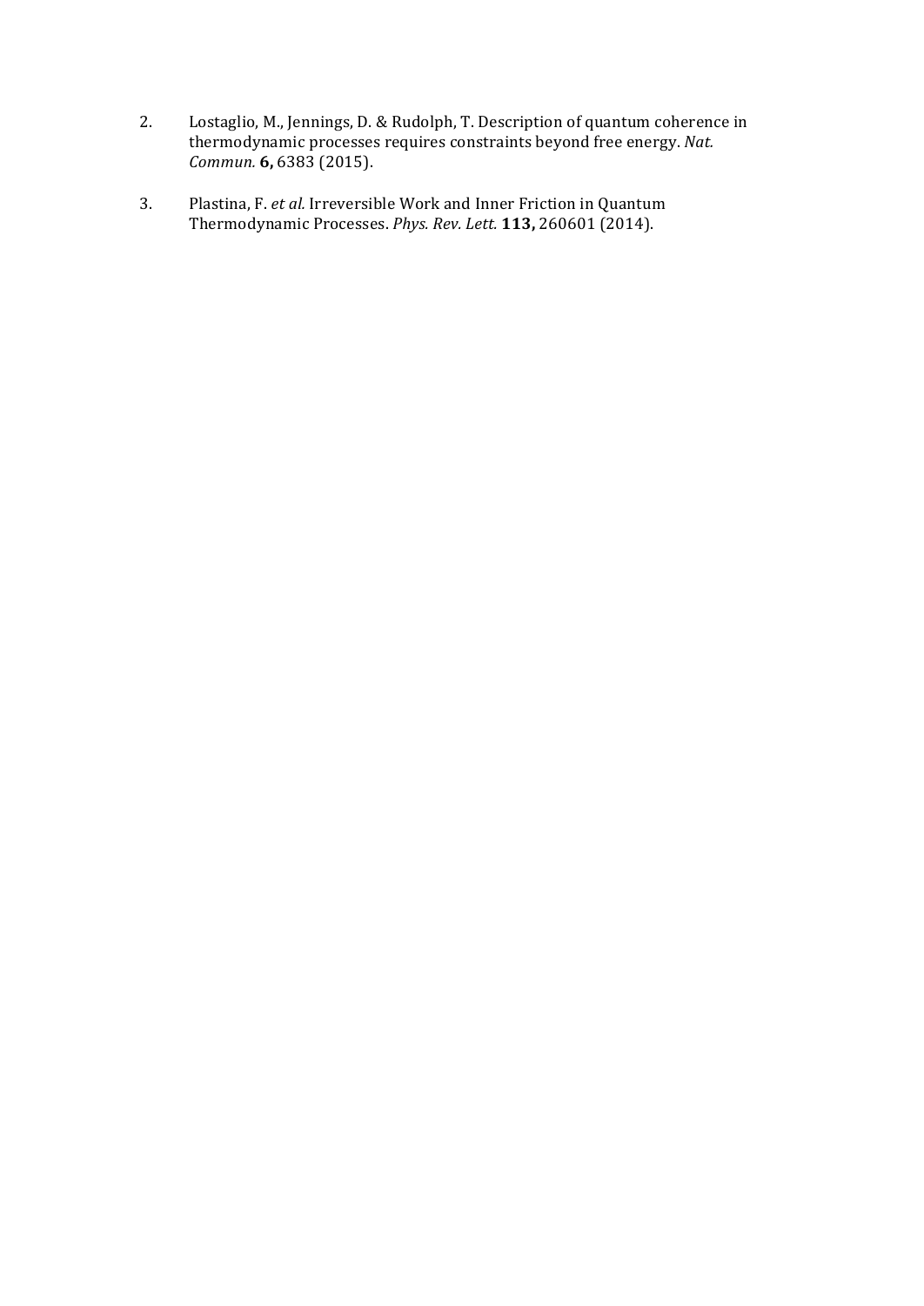2. Lostaglio, M., Jennings, D. & Rudolph, T. Description of quantum coherence in thermodynamic processes requires constraints beyond free energy. *Nat. Commun.* **6,** 6383 (2015).

3. Plastina, F. *et al.* Irreversible Work and Inner Friction in Quantum Thermodynamic Processes. *Phys. Rev. Lett.* **113,** 260601 (2014).